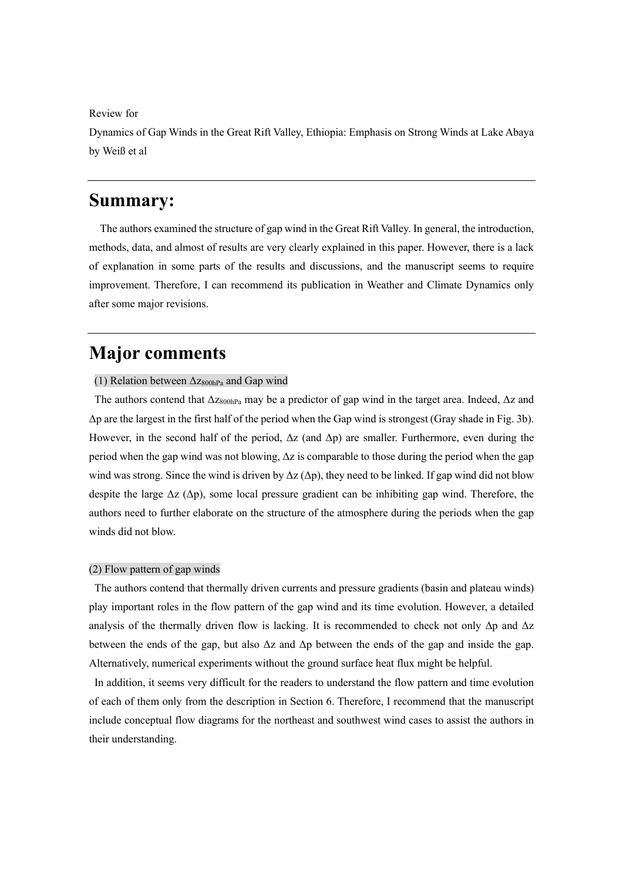Review for

Dynamics of Gap Winds in the Great Rift Valley, Ethiopia: Emphasis on Strong Winds at Lake Abaya by Weiß et al

---

# Summary:

The authors examined the structure of gap wind in the Great Rift Valley. In general, the introduction, methods, data, and almost of results are very clearly explained in this paper. However, there is a lack of explanation in some parts of the results and discussions, and the manuscript seems to require improvement. Therefore, I can recommend its publication in Weather and Climate Dynamics only after some major revisions.

---

# Major comments

(1) Relation between $\Delta z_{800hPa}$ and Gap wind

The authors contend that $\Delta z_{800hPa}$ may be a predictor of gap wind in the target area. Indeed, $\Delta z$ and $\Delta p$ are the largest in the first half of the period when the Gap wind is strongest (Gray shade in Fig. 3b). However, in the second half of the period, $\Delta z$ (and $\Delta p$) are smaller. Furthermore, even during the period when the gap wind was not blowing, $\Delta z$ is comparable to those during the period when the gap wind was strong. Since the wind is driven by $\Delta z$ ($\Delta p$), they need to be linked. If gap wind did not blow despite the large $\Delta z$ ($\Delta p$), some local pressure gradient can be inhibiting gap wind. Therefore, the authors need to further elaborate on the structure of the atmosphere during the periods when the gap winds did not blow.

(2) Flow pattern of gap winds

The authors contend that thermally driven currents and pressure gradients (basin and plateau winds) play important roles in the flow pattern of the gap wind and its time evolution. However, a detailed analysis of the thermally driven flow is lacking. It is recommended to check not only $\Delta p$ and $\Delta z$ between the ends of the gap, but also $\Delta z$ and $\Delta p$ between the ends of the gap and inside the gap. Alternatively, numerical experiments without the ground surface heat flux might be helpful.

In addition, it seems very difficult for the readers to understand the flow pattern and time evolution of each of them only from the description in Section 6. Therefore, I recommend that the manuscript include conceptual flow diagrams for the northeast and southwest wind cases to assist the authors in their understanding.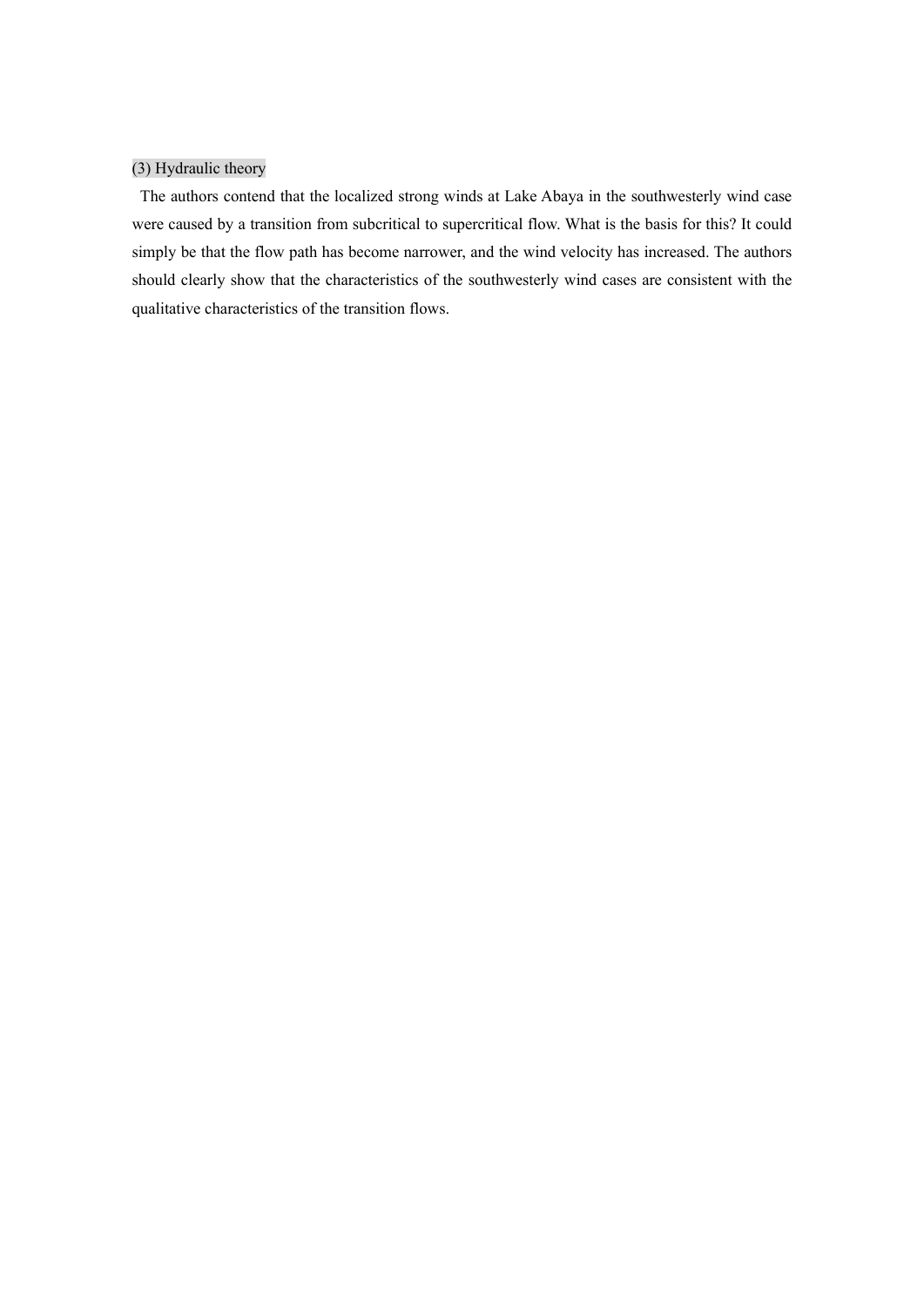### (3) Hydraulic theory

The authors contend that the localized strong winds at Lake Abaya in the southwesterly wind case were caused by a transition from subcritical to supercritical flow. What is the basis for this? It could simply be that the flow path has become narrower, and the wind velocity has increased. The authors should clearly show that the characteristics of the southwesterly wind cases are consistent with the qualitative characteristics of the transition flows.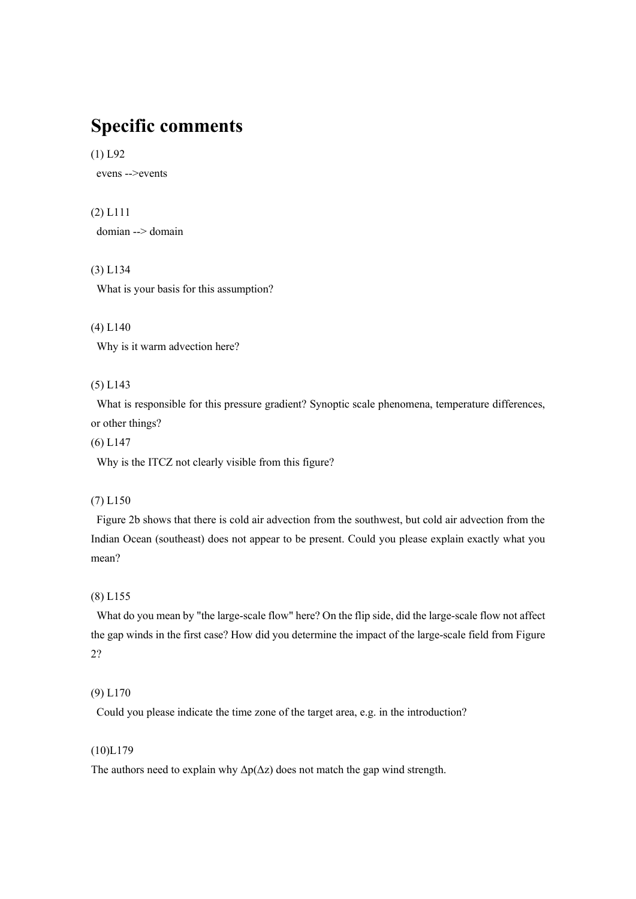# Specific comments

(1) L92

evens -->events

(2) L111

domian --> domain

(3) L134

What is your basis for this assumption?

(4) L140

Why is it warm advection here?

(5) L143

What is responsible for this pressure gradient? Synoptic scale phenomena, temperature differences, or other things?

(6) L147

Why is the ITCZ not clearly visible from this figure?

(7) L150

Figure 2b shows that there is cold air advection from the southwest, but cold air advection from the Indian Ocean (southeast) does not appear to be present. Could you please explain exactly what you mean?

(8) L155

What do you mean by "the large-scale flow" here? On the flip side, did the large-scale flow not affect the gap winds in the first case? How did you determine the impact of the large-scale field from Figure 2?

(9) L170

Could you please indicate the time zone of the target area, e.g. in the introduction?

(10)L179

The authors need to explain why $\Delta p(\Delta z)$ does not match the gap wind strength.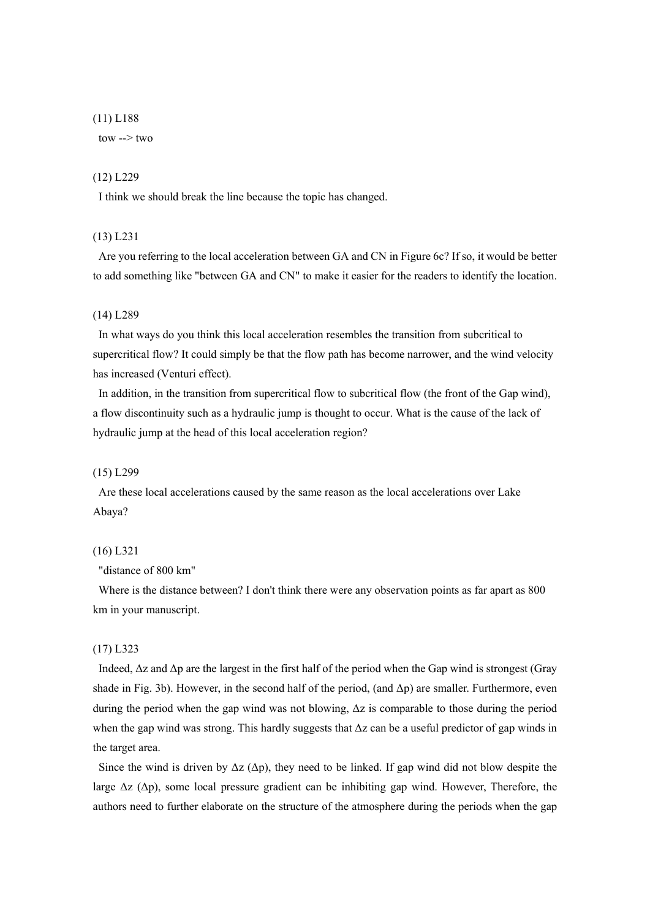(11) L188

tow --> two

(12) L229

I think we should break the line because the topic has changed.

(13) L231

Are you referring to the local acceleration between GA and CN in Figure 6c? If so, it would be better to add something like "between GA and CN" to make it easier for the readers to identify the location.

(14) L289

In what ways do you think this local acceleration resembles the transition from subcritical to supercritical flow? It could simply be that the flow path has become narrower, and the wind velocity has increased (Venturi effect).

In addition, in the transition from supercritical flow to subcritical flow (the front of the Gap wind), a flow discontinuity such as a hydraulic jump is thought to occur. What is the cause of the lack of hydraulic jump at the head of this local acceleration region?

(15) L299

Are these local accelerations caused by the same reason as the local accelerations over Lake Abaya?

(16) L321

"distance of 800 km"

Where is the distance between? I don't think there were any observation points as far apart as 800 km in your manuscript.

(17) L323

Indeed, $\Delta z$ and $\Delta p$ are the largest in the first half of the period when the Gap wind is strongest (Gray shade in Fig. 3b). However, in the second half of the period, (and $\Delta p$) are smaller. Furthermore, even during the period when the gap wind was not blowing, $\Delta z$ is comparable to those during the period when the gap wind was strong. This hardly suggests that $\Delta z$ can be a useful predictor of gap winds in the target area.

Since the wind is driven by $\Delta z$ ($\Delta p$), they need to be linked. If gap wind did not blow despite the large $\Delta z$ ($\Delta p$), some local pressure gradient can be inhibiting gap wind. However, Therefore, the authors need to further elaborate on the structure of the atmosphere during the periods when the gap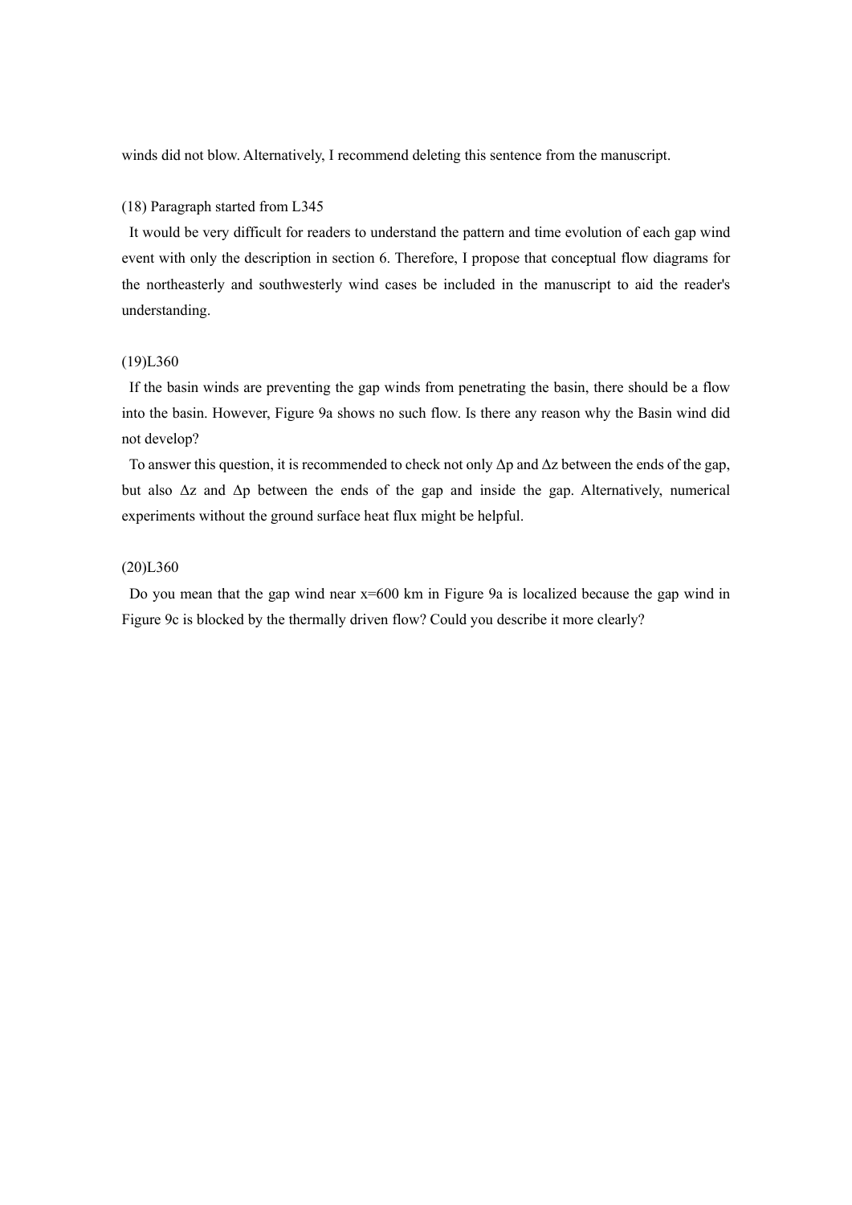winds did not blow. Alternatively, I recommend deleting this sentence from the manuscript.

(18) Paragraph started from L345

It would be very difficult for readers to understand the pattern and time evolution of each gap wind event with only the description in section 6. Therefore, I propose that conceptual flow diagrams for the northeasterly and southwesterly wind cases be included in the manuscript to aid the reader's understanding.

(19)L360

If the basin winds are preventing the gap winds from penetrating the basin, there should be a flow into the basin. However, Figure 9a shows no such flow. Is there any reason why the Basin wind did not develop?

To answer this question, it is recommended to check not only $\Delta p$ and $\Delta z$ between the ends of the gap, but also $\Delta z$ and $\Delta p$ between the ends of the gap and inside the gap. Alternatively, numerical experiments without the ground surface heat flux might be helpful.

(20)L360

Do you mean that the gap wind near x=600 km in Figure 9a is localized because the gap wind in Figure 9c is blocked by the thermally driven flow? Could you describe it more clearly?